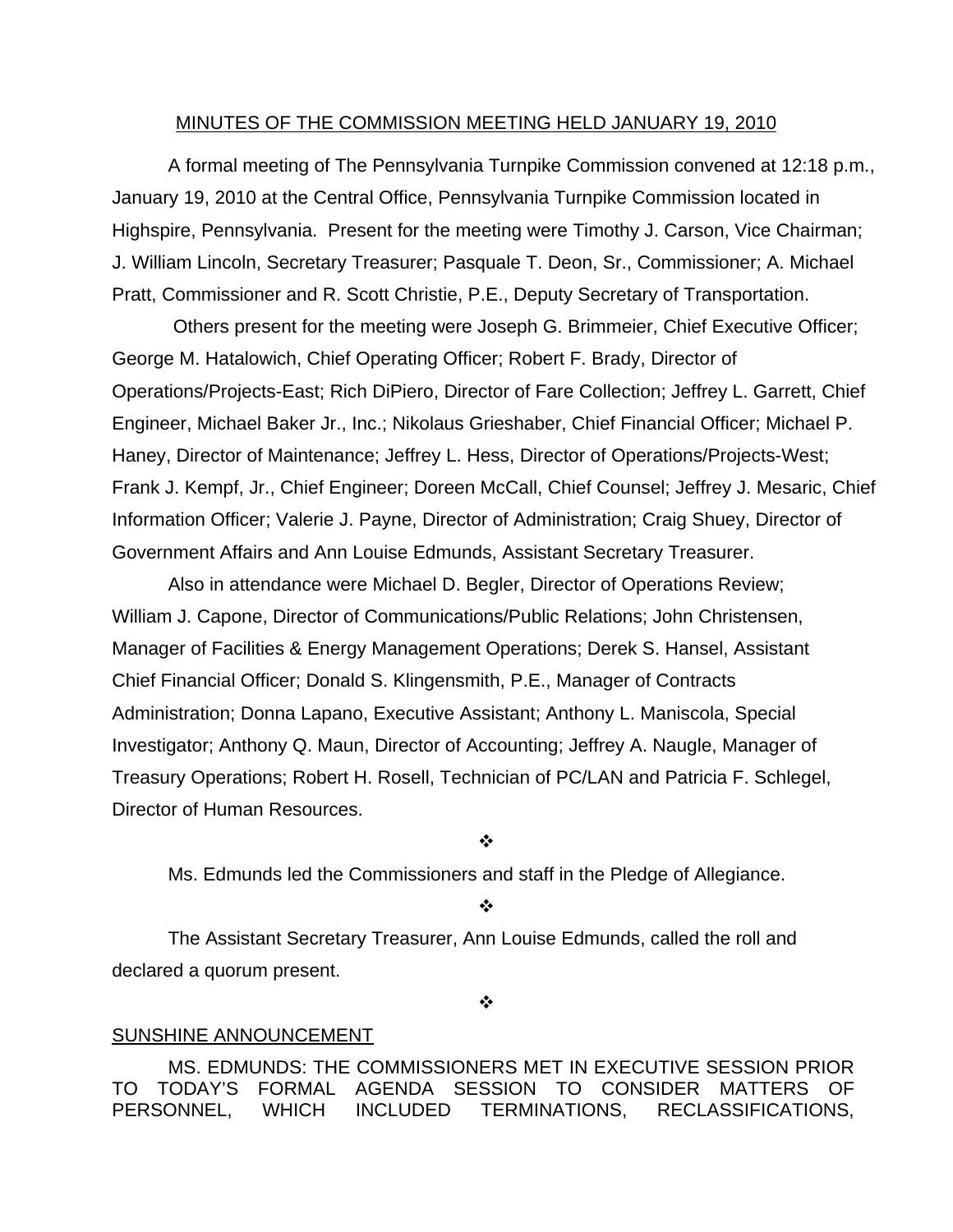# MINUTES OF THE COMMISSION MEETING HELD JANUARY 19, 2010

A formal meeting of The Pennsylvania Turnpike Commission convened at 12:18 p.m., January 19, 2010 at the Central Office, Pennsylvania Turnpike Commission located in Highspire, Pennsylvania. Present for the meeting were Timothy J. Carson, Vice Chairman; J. William Lincoln, Secretary Treasurer; Pasquale T. Deon, Sr., Commissioner; A. Michael Pratt, Commissioner and R. Scott Christie, P.E., Deputy Secretary of Transportation.

Others present for the meeting were Joseph G. Brimmeier, Chief Executive Officer; George M. Hatalowich, Chief Operating Officer; Robert F. Brady, Director of Operations/Projects-East; Rich DiPiero, Director of Fare Collection; Jeffrey L. Garrett, Chief Engineer, Michael Baker Jr., Inc.; Nikolaus Grieshaber, Chief Financial Officer; Michael P. Haney, Director of Maintenance; Jeffrey L. Hess, Director of Operations/Projects-West; Frank J. Kempf, Jr., Chief Engineer; Doreen McCall, Chief Counsel; Jeffrey J. Mesaric, Chief Information Officer; Valerie J. Payne, Director of Administration; Craig Shuey, Director of Government Affairs and Ann Louise Edmunds, Assistant Secretary Treasurer.

Also in attendance were Michael D. Begler, Director of Operations Review; William J. Capone, Director of Communications/Public Relations; John Christensen, Manager of Facilities & Energy Management Operations; Derek S. Hansel, Assistant Chief Financial Officer; Donald S. Klingensmith, P.E., Manager of Contracts Administration; Donna Lapano, Executive Assistant; Anthony L. Maniscola, Special Investigator; Anthony Q. Maun, Director of Accounting; Jeffrey A. Naugle, Manager of Treasury Operations; Robert H. Rosell, Technician of PC/LAN and Patricia F. Schlegel, Director of Human Resources.

❖

Ms. Edmunds led the Commissioners and staff in the Pledge of Allegiance.

❖

The Assistant Secretary Treasurer, Ann Louise Edmunds, called the roll and declared a quorum present.

❖

## SUNSHINE ANNOUNCEMENT

MS. EDMUNDS: THE COMMISSIONERS MET IN EXECUTIVE SESSION PRIOR TO TODAY'S FORMAL AGENDA SESSION TO CONSIDER MATTERS OF PERSONNEL, WHICH INCLUDED TERMINATIONS, RECLASSIFICATIONS,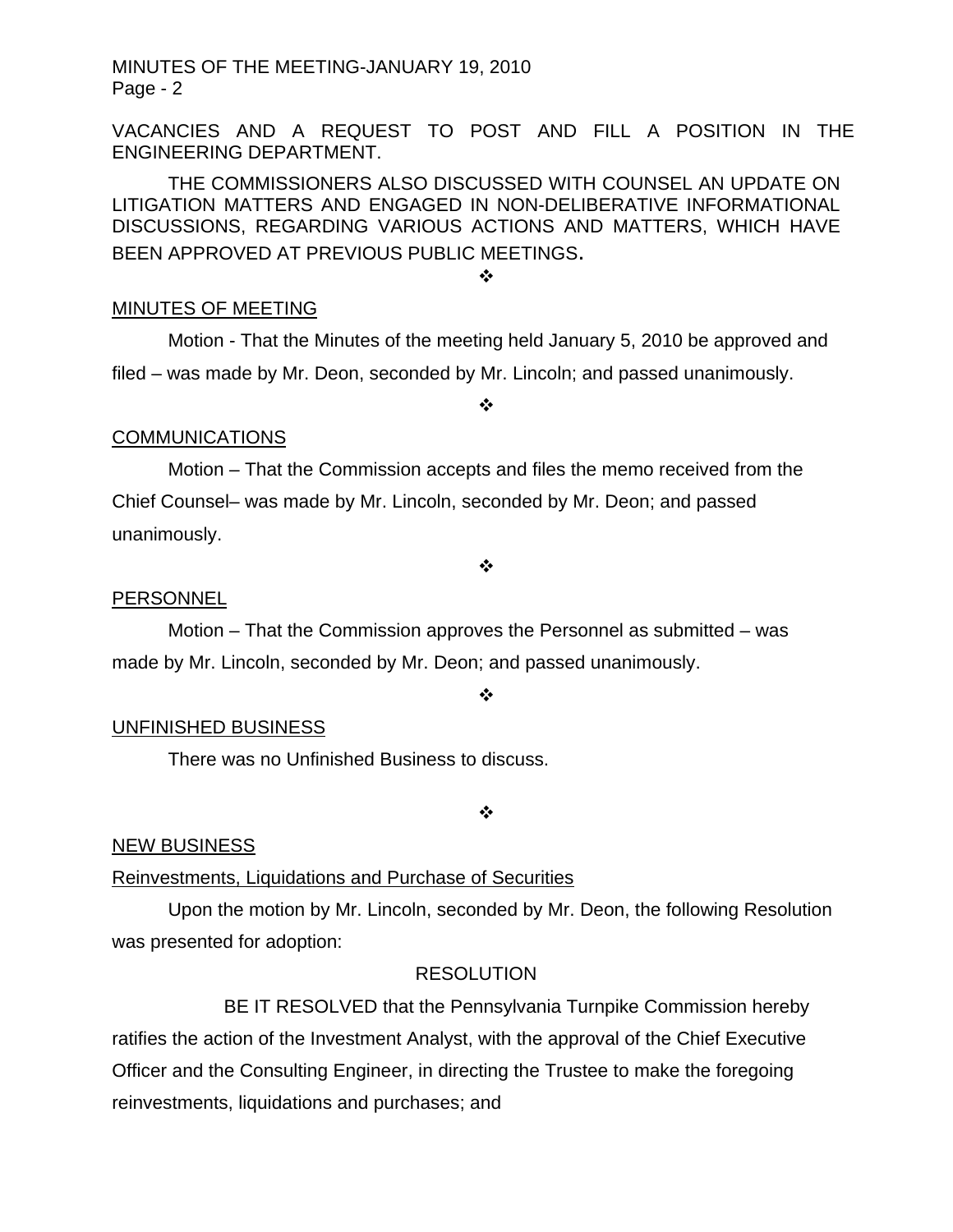VACANCIES AND A REQUEST TO POST AND FILL A POSITION IN THE ENGINEERING DEPARTMENT.

THE COMMISSIONERS ALSO DISCUSSED WITH COUNSEL AN UPDATE ON LITIGATION MATTERS AND ENGAGED IN NON-DELIBERATIVE INFORMATIONAL DISCUSSIONS, REGARDING VARIOUS ACTIONS AND MATTERS, WHICH HAVE BEEN APPROVED AT PREVIOUS PUBLIC MEETINGS.

❖

MINUTES OF MEETING

Motion - That the Minutes of the meeting held January 5, 2010 be approved and filed – was made by Mr. Deon, seconded by Mr. Lincoln; and passed unanimously.

❖

COMMUNICATIONS

Motion – That the Commission accepts and files the memo received from the Chief Counsel– was made by Mr. Lincoln, seconded by Mr. Deon; and passed unanimously.

❖

PERSONNEL

Motion – That the Commission approves the Personnel as submitted – was made by Mr. Lincoln, seconded by Mr. Deon; and passed unanimously.

❖

UNFINISHED BUSINESS

There was no Unfinished Business to discuss.

❖

NEW BUSINESS

Reinvestments, Liquidations and Purchase of Securities

Upon the motion by Mr. Lincoln, seconded by Mr. Deon, the following Resolution was presented for adoption:

RESOLUTION

BE IT RESOLVED that the Pennsylvania Turnpike Commission hereby ratifies the action of the Investment Analyst, with the approval of the Chief Executive Officer and the Consulting Engineer, in directing the Trustee to make the foregoing reinvestments, liquidations and purchases; and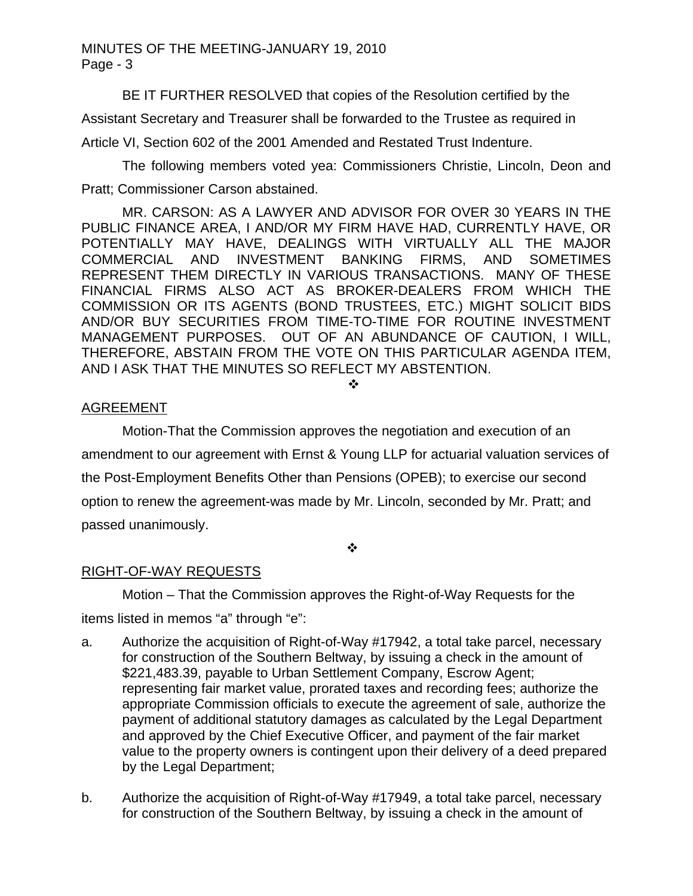BE IT FURTHER RESOLVED that copies of the Resolution certified by the Assistant Secretary and Treasurer shall be forwarded to the Trustee as required in Article VI, Section 602 of the 2001 Amended and Restated Trust Indenture.

The following members voted yea: Commissioners Christie, Lincoln, Deon and Pratt; Commissioner Carson abstained.

MR. CARSON: AS A LAWYER AND ADVISOR FOR OVER 30 YEARS IN THE PUBLIC FINANCE AREA, I AND/OR MY FIRM HAVE HAD, CURRENTLY HAVE, OR POTENTIALLY MAY HAVE, DEALINGS WITH VIRTUALLY ALL THE MAJOR COMMERCIAL AND INVESTMENT BANKING FIRMS, AND SOMETIMES REPRESENT THEM DIRECTLY IN VARIOUS TRANSACTIONS. MANY OF THESE FINANCIAL FIRMS ALSO ACT AS BROKER-DEALERS FROM WHICH THE COMMISSION OR ITS AGENTS (BOND TRUSTEES, ETC.) MIGHT SOLICIT BIDS AND/OR BUY SECURITIES FROM TIME-TO-TIME FOR ROUTINE INVESTMENT MANAGEMENT PURPOSES. OUT OF AN ABUNDANCE OF CAUTION, I WILL, THEREFORE, ABSTAIN FROM THE VOTE ON THIS PARTICULAR AGENDA ITEM, AND I ASK THAT THE MINUTES SO REFLECT MY ABSTENTION.

❖

## AGREEMENT

Motion-That the Commission approves the negotiation and execution of an amendment to our agreement with Ernst & Young LLP for actuarial valuation services of the Post-Employment Benefits Other than Pensions (OPEB); to exercise our second option to renew the agreement-was made by Mr. Lincoln, seconded by Mr. Pratt; and passed unanimously.

❖

## RIGHT-OF-WAY REQUESTS

Motion – That the Commission approves the Right-of-Way Requests for the items listed in memos "a" through "e":

a. Authorize the acquisition of Right-of-Way #17942, a total take parcel, necessary for construction of the Southern Beltway, by issuing a check in the amount of $221,483.39, payable to Urban Settlement Company, Escrow Agent; representing fair market value, prorated taxes and recording fees; authorize the appropriate Commission officials to execute the agreement of sale, authorize the payment of additional statutory damages as calculated by the Legal Department and approved by the Chief Executive Officer, and payment of the fair market value to the property owners is contingent upon their delivery of a deed prepared by the Legal Department;

b. Authorize the acquisition of Right-of-Way #17949, a total take parcel, necessary for construction of the Southern Beltway, by issuing a check in the amount of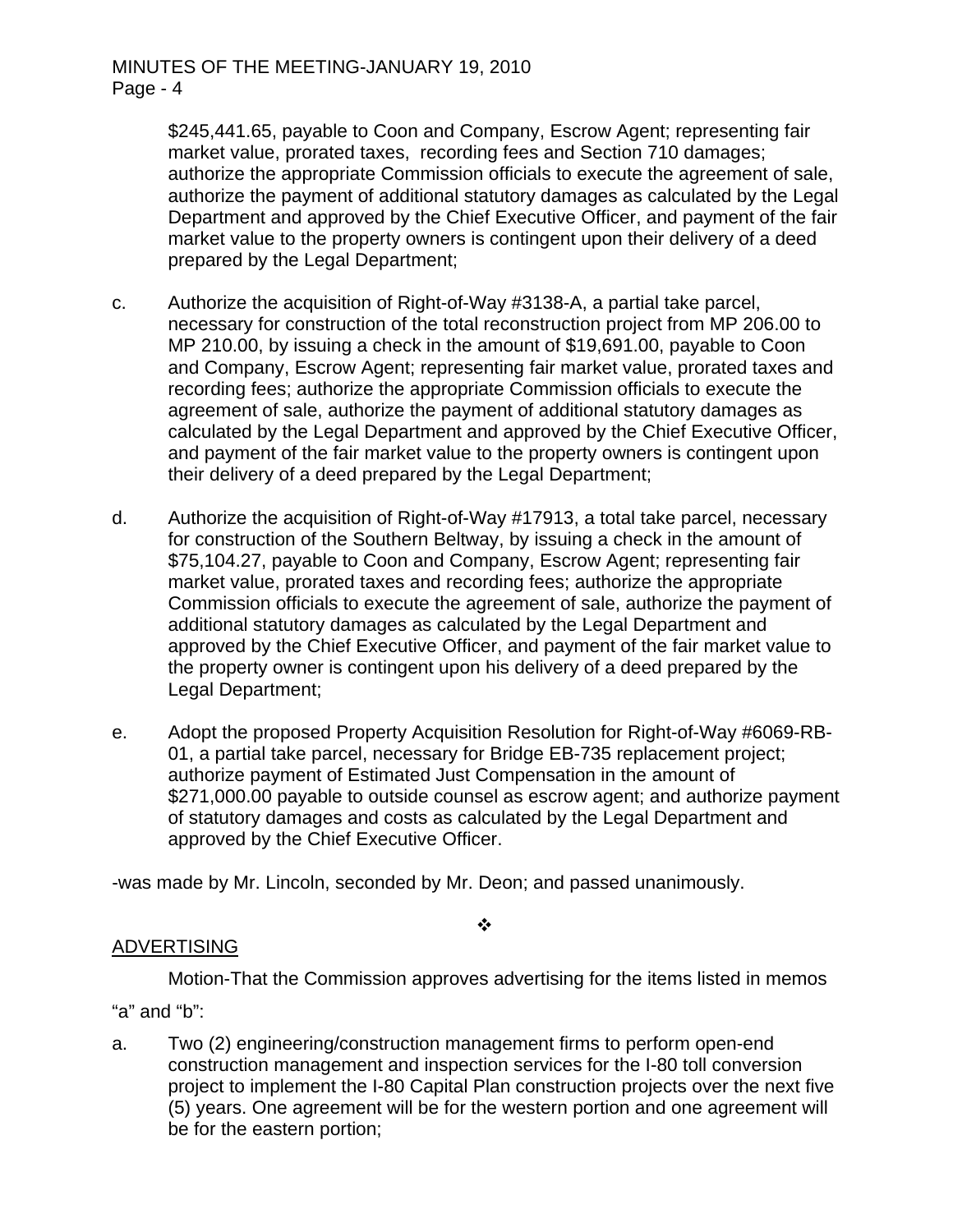$245,441.65, payable to Coon and Company, Escrow Agent; representing fair market value, prorated taxes, recording fees and Section 710 damages; authorize the appropriate Commission officials to execute the agreement of sale, authorize the payment of additional statutory damages as calculated by the Legal Department and approved by the Chief Executive Officer, and payment of the fair market value to the property owners is contingent upon their delivery of a deed prepared by the Legal Department;

c. Authorize the acquisition of Right-of-Way #3138-A, a partial take parcel, necessary for construction of the total reconstruction project from MP 206.00 to MP 210.00, by issuing a check in the amount of $19,691.00, payable to Coon and Company, Escrow Agent; representing fair market value, prorated taxes and recording fees; authorize the appropriate Commission officials to execute the agreement of sale, authorize the payment of additional statutory damages as calculated by the Legal Department and approved by the Chief Executive Officer, and payment of the fair market value to the property owners is contingent upon their delivery of a deed prepared by the Legal Department;

d. Authorize the acquisition of Right-of-Way #17913, a total take parcel, necessary for construction of the Southern Beltway, by issuing a check in the amount of $75,104.27, payable to Coon and Company, Escrow Agent; representing fair market value, prorated taxes and recording fees; authorize the appropriate Commission officials to execute the agreement of sale, authorize the payment of additional statutory damages as calculated by the Legal Department and approved by the Chief Executive Officer, and payment of the fair market value to the property owner is contingent upon his delivery of a deed prepared by the Legal Department;

e. Adopt the proposed Property Acquisition Resolution for Right-of-Way #6069-RB-01, a partial take parcel, necessary for Bridge EB-735 replacement project; authorize payment of Estimated Just Compensation in the amount of $271,000.00 payable to outside counsel as escrow agent; and authorize payment of statutory damages and costs as calculated by the Legal Department and approved by the Chief Executive Officer.

-was made by Mr. Lincoln, seconded by Mr. Deon; and passed unanimously.

❖

ADVERTISING

Motion-That the Commission approves advertising for the items listed in memos "a" and "b":

a. Two (2) engineering/construction management firms to perform open-end construction management and inspection services for the I-80 toll conversion project to implement the I-80 Capital Plan construction projects over the next five (5) years. One agreement will be for the western portion and one agreement will be for the eastern portion;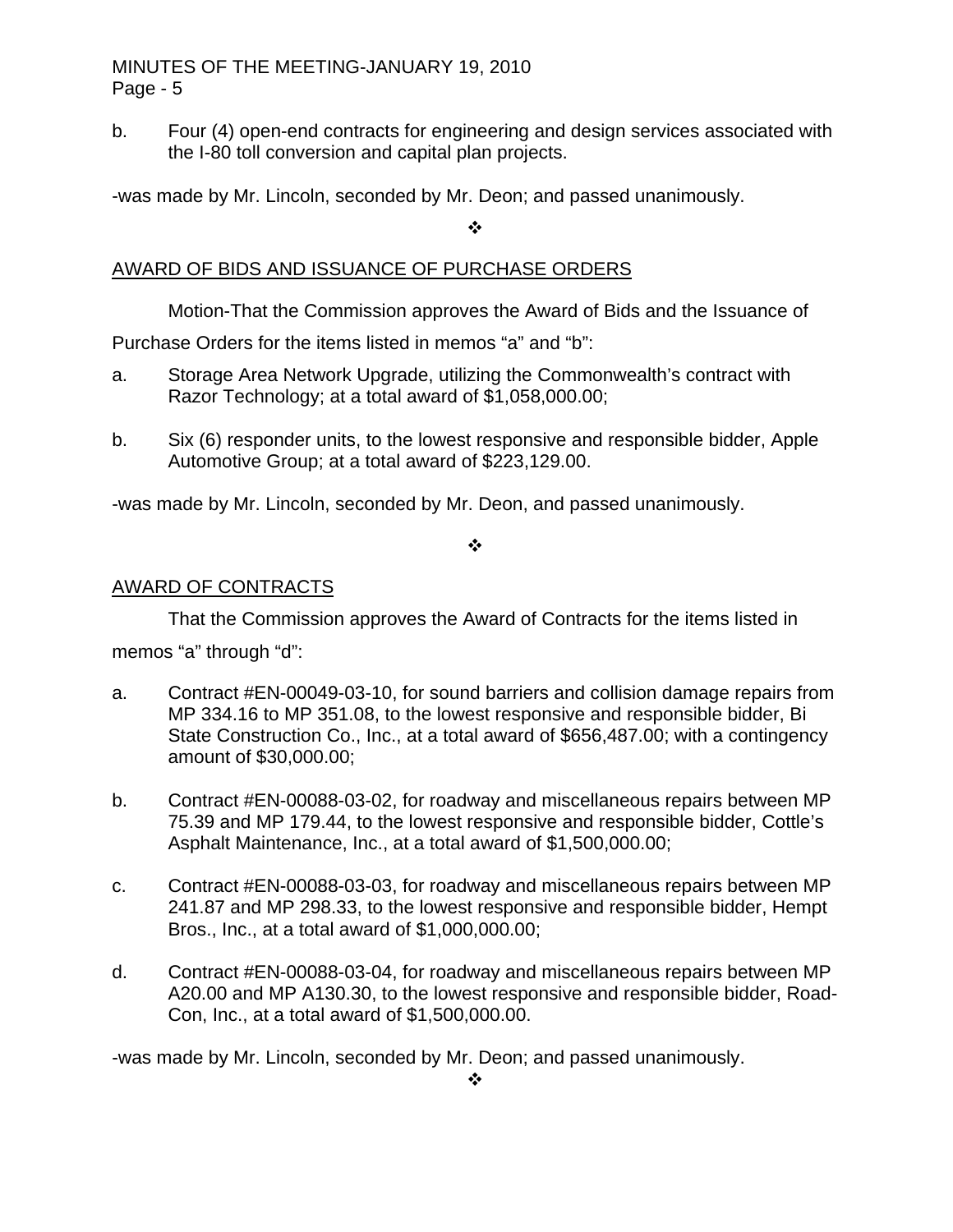b. Four (4) open-end contracts for engineering and design services associated with the I-80 toll conversion and capital plan projects.

-was made by Mr. Lincoln, seconded by Mr. Deon; and passed unanimously.

❖

<u>AWARD OF BIDS AND ISSUANCE OF PURCHASE ORDERS</u>

Motion-That the Commission approves the Award of Bids and the Issuance of Purchase Orders for the items listed in memos "a" and "b":

a. Storage Area Network Upgrade, utilizing the Commonwealth's contract with Razor Technology; at a total award of $1,058,000.00;

b. Six (6) responder units, to the lowest responsive and responsible bidder, Apple Automotive Group; at a total award of $223,129.00.

-was made by Mr. Lincoln, seconded by Mr. Deon, and passed unanimously.

❖

<u>AWARD OF CONTRACTS</u>

That the Commission approves the Award of Contracts for the items listed in memos "a" through "d":

a. Contract #EN-00049-03-10, for sound barriers and collision damage repairs from MP 334.16 to MP 351.08, to the lowest responsive and responsible bidder, Bi State Construction Co., Inc., at a total award of $656,487.00; with a contingency amount of $30,000.00;

b. Contract #EN-00088-03-02, for roadway and miscellaneous repairs between MP 75.39 and MP 179.44, to the lowest responsive and responsible bidder, Cottle's Asphalt Maintenance, Inc., at a total award of $1,500,000.00;

c. Contract #EN-00088-03-03, for roadway and miscellaneous repairs between MP 241.87 and MP 298.33, to the lowest responsive and responsible bidder, Hempt Bros., Inc., at a total award of $1,000,000.00;

d. Contract #EN-00088-03-04, for roadway and miscellaneous repairs between MP A20.00 and MP A130.30, to the lowest responsive and responsible bidder, Road-Con, Inc., at a total award of $1,500,000.00.

-was made by Mr. Lincoln, seconded by Mr. Deon; and passed unanimously.

❖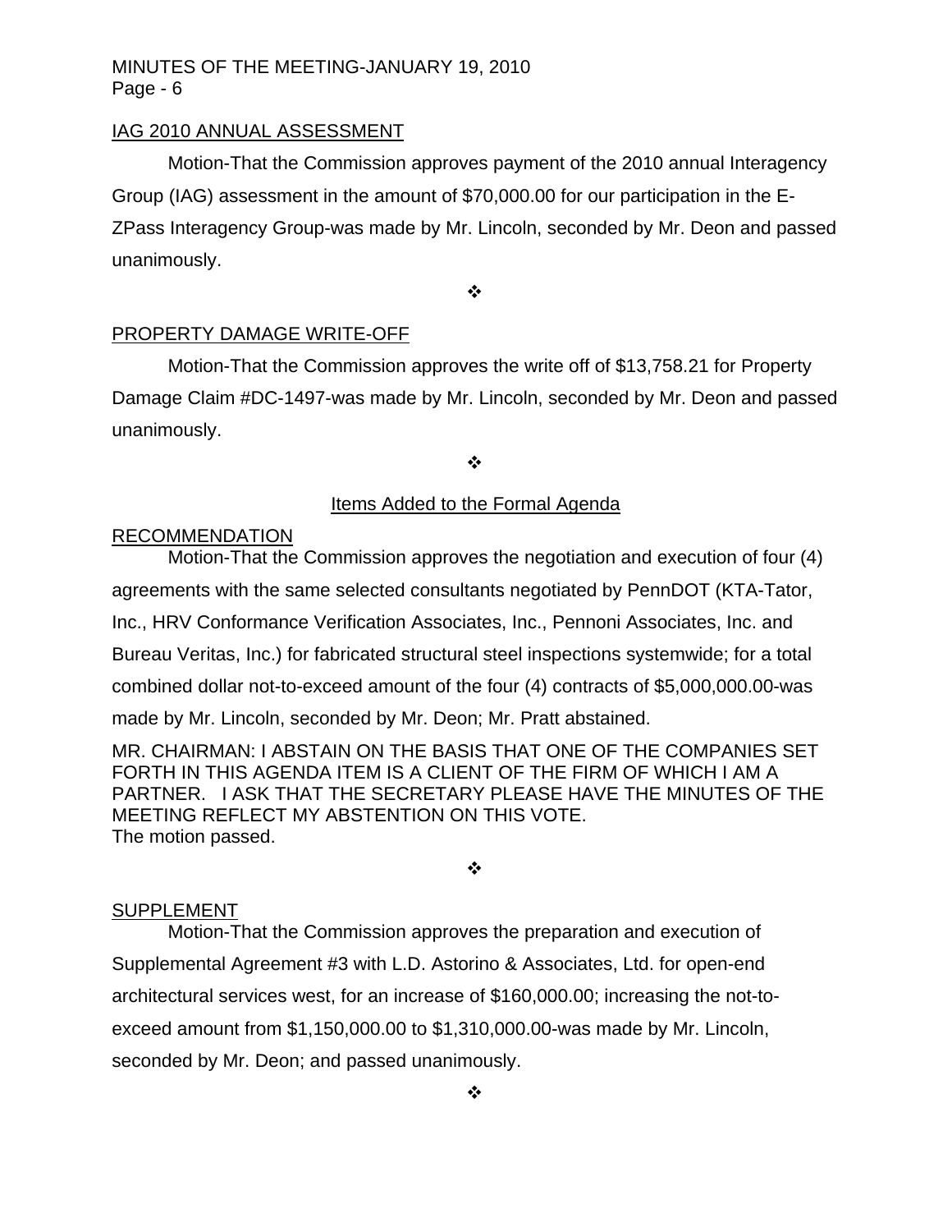IAG 2010 ANNUAL ASSESSMENT

Motion-That the Commission approves payment of the 2010 annual Interagency Group (IAG) assessment in the amount of $70,000.00 for our participation in the E-ZPass Interagency Group-was made by Mr. Lincoln, seconded by Mr. Deon and passed unanimously.

❖

PROPERTY DAMAGE WRITE-OFF

Motion-That the Commission approves the write off of $13,758.21 for Property Damage Claim #DC-1497-was made by Mr. Lincoln, seconded by Mr. Deon and passed unanimously.

❖

Items Added to the Formal Agenda

RECOMMENDATION

Motion-That the Commission approves the negotiation and execution of four (4) agreements with the same selected consultants negotiated by PennDOT (KTA-Tator, Inc., HRV Conformance Verification Associates, Inc., Pennoni Associates, Inc. and Bureau Veritas, Inc.) for fabricated structural steel inspections systemwide; for a total combined dollar not-to-exceed amount of the four (4) contracts of $5,000,000.00-was made by Mr. Lincoln, seconded by Mr. Deon; Mr. Pratt abstained.

MR. CHAIRMAN: I ABSTAIN ON THE BASIS THAT ONE OF THE COMPANIES SET FORTH IN THIS AGENDA ITEM IS A CLIENT OF THE FIRM OF WHICH I AM A PARTNER. I ASK THAT THE SECRETARY PLEASE HAVE THE MINUTES OF THE MEETING REFLECT MY ABSTENTION ON THIS VOTE.

The motion passed.

❖

SUPPLEMENT

Motion-That the Commission approves the preparation and execution of Supplemental Agreement #3 with L.D. Astorino & Associates, Ltd. for open-end architectural services west, for an increase of $160,000.00; increasing the not-to-exceed amount from $1,150,000.00 to $1,310,000.00-was made by Mr. Lincoln, seconded by Mr. Deon; and passed unanimously.

❖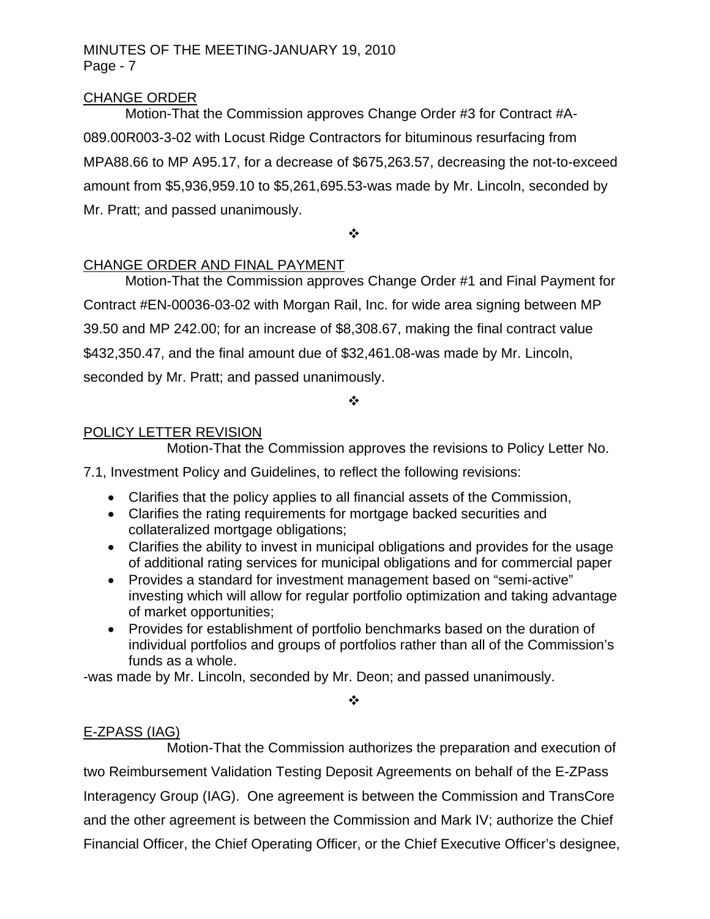CHANGE ORDER

Motion-That the Commission approves Change Order #3 for Contract #A-089.00R003-3-02 with Locust Ridge Contractors for bituminous resurfacing from MPA88.66 to MP A95.17, for a decrease of $675,263.57, decreasing the not-to-exceed amount from $5,936,959.10 to $5,261,695.53-was made by Mr. Lincoln, seconded by Mr. Pratt; and passed unanimously.

❖

CHANGE ORDER AND FINAL PAYMENT

Motion-That the Commission approves Change Order #1 and Final Payment for Contract #EN-00036-03-02 with Morgan Rail, Inc. for wide area signing between MP 39.50 and MP 242.00; for an increase of $8,308.67, making the final contract value $432,350.47, and the final amount due of $32,461.08-was made by Mr. Lincoln, seconded by Mr. Pratt; and passed unanimously.

❖

POLICY LETTER REVISION

Motion-That the Commission approves the revisions to Policy Letter No. 7.1, Investment Policy and Guidelines, to reflect the following revisions:

- Clarifies that the policy applies to all financial assets of the Commission,
- Clarifies the rating requirements for mortgage backed securities and collateralized mortgage obligations;
- Clarifies the ability to invest in municipal obligations and provides for the usage of additional rating services for municipal obligations and for commercial paper
- Provides a standard for investment management based on "semi-active" investing which will allow for regular portfolio optimization and taking advantage of market opportunities;
- Provides for establishment of portfolio benchmarks based on the duration of individual portfolios and groups of portfolios rather than all of the Commission's funds as a whole.

-was made by Mr. Lincoln, seconded by Mr. Deon; and passed unanimously.

❖

E-ZPASS (IAG)

Motion-That the Commission authorizes the preparation and execution of two Reimbursement Validation Testing Deposit Agreements on behalf of the E-ZPass Interagency Group (IAG). One agreement is between the Commission and TransCore and the other agreement is between the Commission and Mark IV; authorize the Chief Financial Officer, the Chief Operating Officer, or the Chief Executive Officer's designee,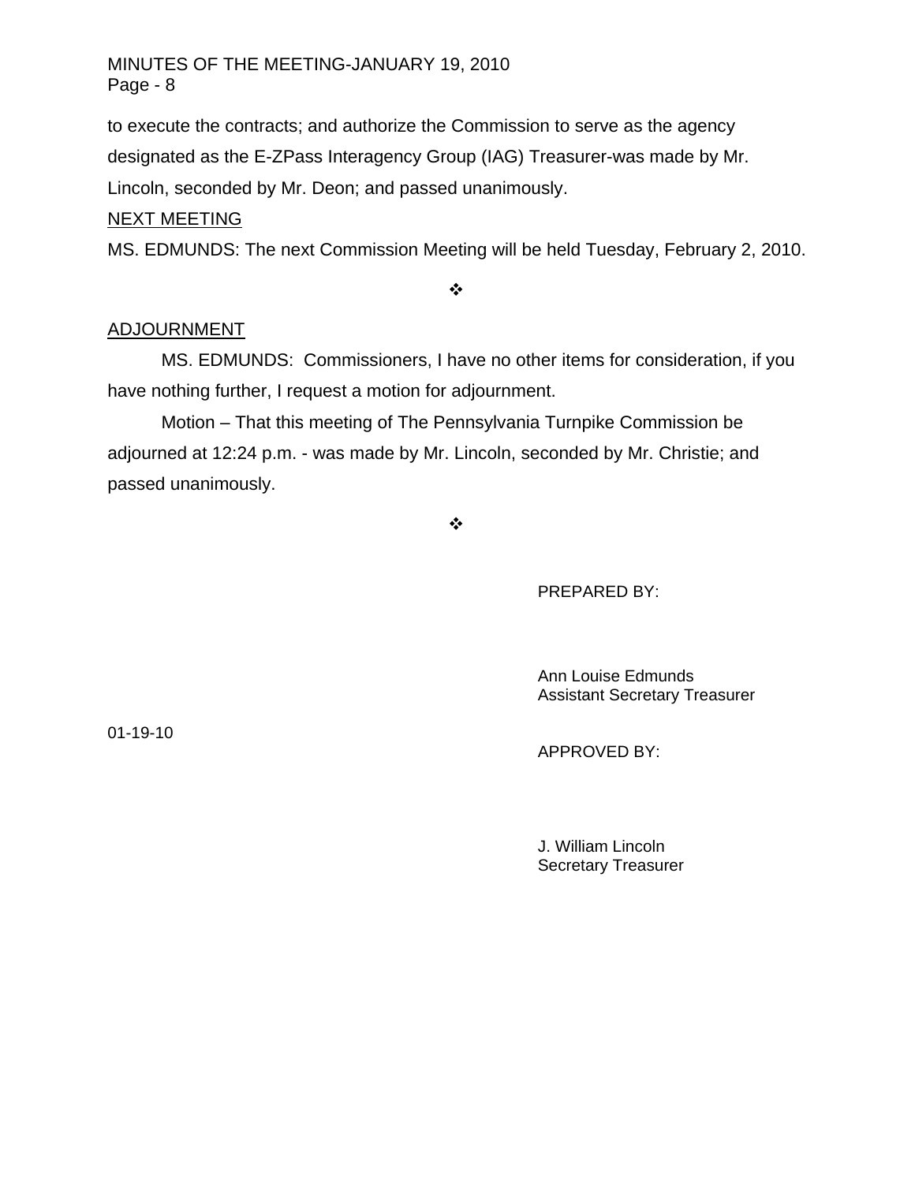to execute the contracts; and authorize the Commission to serve as the agency designated as the E-ZPass Interagency Group (IAG) Treasurer-was made by Mr. Lincoln, seconded by Mr. Deon; and passed unanimously.

NEXT MEETING

MS. EDMUNDS: The next Commission Meeting will be held Tuesday, February 2, 2010.

❖

ADJOURNMENT

MS. EDMUNDS: Commissioners, I have no other items for consideration, if you have nothing further, I request a motion for adjournment.

Motion – That this meeting of The Pennsylvania Turnpike Commission be adjourned at 12:24 p.m. - was made by Mr. Lincoln, seconded by Mr. Christie; and passed unanimously.

❖

PREPARED BY:

Ann Louise Edmunds
Assistant Secretary Treasurer

01-19-10

APPROVED BY:

J. William Lincoln
Secretary Treasurer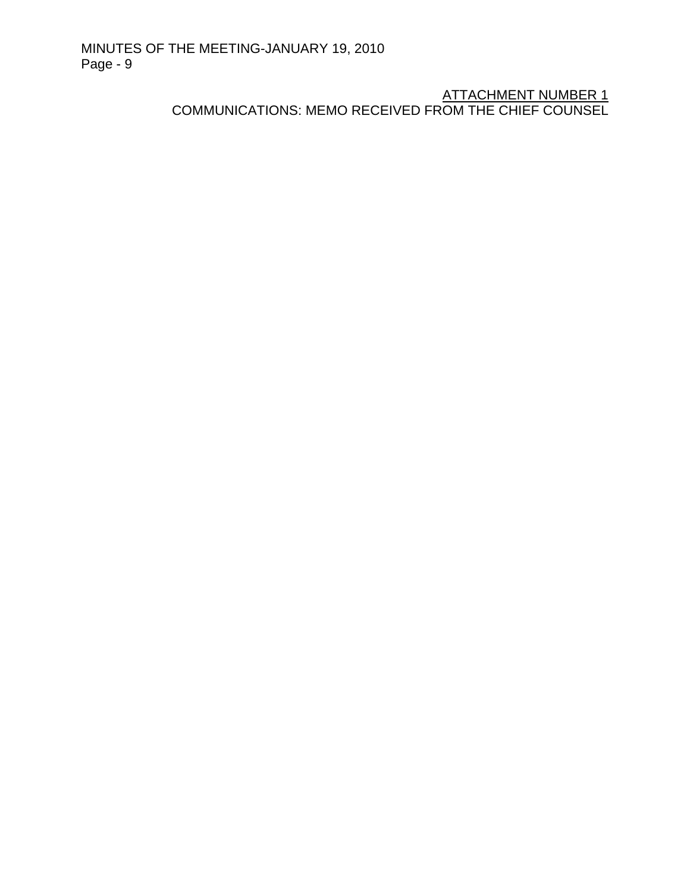ATTACHMENT NUMBER 1

COMMUNICATIONS: MEMO RECEIVED FROM THE CHIEF COUNSEL